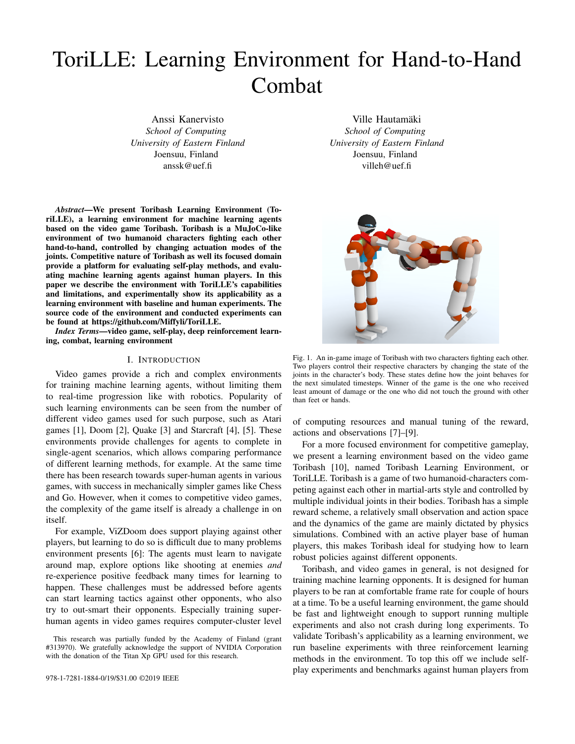# ToriLLE: Learning Environment for Hand-to-Hand Combat

Anssi Kanervisto
*School of Computing*
*University of Eastern Finland*
Joensuu, Finland
anssk@uef.fi

Ville Hautamäki
*School of Computing*
*University of Eastern Finland*
Joensuu, Finland
villeh@uef.fi

***Abstract*—We present Toribash Learning Environment (ToriLLE), a learning environment for machine learning agents based on the video game Toribash. Toribash is a MuJoCo-like environment of two humanoid characters fighting each other hand-to-hand, controlled by changing actuation modes of the joints. Competitive nature of Toribash as well its focused domain provide a platform for evaluating self-play methods, and evaluating machine learning agents against human players. In this paper we describe the environment with ToriLLE's capabilities and limitations, and experimentally show its applicability as a learning environment with baseline and human experiments. The source code of the environment and conducted experiments can be found at https://github.com/Miffyli/ToriLLE.**

***Index Terms*—video game, self-play, deep reinforcement learning, combat, learning environment**

## I. Introduction

Video games provide a rich and complex environments for training machine learning agents, without limiting them to real-time progression like with robotics. Popularity of such learning environments can be seen from the number of different video games used for such purpose, such as Atari games [1], Doom [2], Quake [3] and Starcraft [4], [5]. These environments provide challenges for agents to complete in single-agent scenarios, which allows comparing performance of different learning methods, for example. At the same time there has been research towards super-human agents in various games, with success in mechanically simpler games like Chess and Go. However, when it comes to competitive video games, the complexity of the game itself is already a challenge in on itself.

For example, ViZDoom does support playing against other players, but learning to do so is difficult due to many problems environment presents [6]: The agents must learn to navigate around map, explore options like shooting at enemies *and* re-experience positive feedback many times for learning to happen. These challenges must be addressed before agents can start learning tactics against other opponents, who also try to out-smart their opponents. Especially training super-human agents in video games requires computer-cluster level of computing resources and manual tuning of the reward, actions and observations [7]–[9].

For a more focused environment for competitive gameplay, we present a learning environment based on the video game Toribash [10], named Toribash Learning Environment, or ToriLLE. Toribash is a game of two humanoid-characters competing against each other in martial-arts style and controlled by multiple individual joints in their bodies. Toribash has a simple reward scheme, a relatively small observation and action space and the dynamics of the game are mainly dictated by physics simulations. Combined with an active player base of human players, this makes Toribash ideal for studying how to learn robust policies against different opponents.

Toribash, and video games in general, is not designed for training machine learning opponents. It is designed for human players to be ran at comfortable frame rate for couple of hours at a time. To be a useful learning environment, the game should be fast and lightweight enough to support running multiple experiments and also not crash during long experiments. To validate Toribash's applicability as a learning environment, we run baseline experiments with three reinforcement learning methods in the environment. To top this off we include self-play experiments and benchmarks against human players from

Fig. 1. An in-game image of Toribash with two characters fighting each other. Two players control their respective characters by changing the state of the joints in the character's body. These states define how the joint behaves for the next simulated timesteps. Winner of the game is the one who received least amount of damage or the one who did not touch the ground with other than feet or hands.

This research was partially funded by the Academy of Finland (grant #313970). We gratefully acknowledge the support of NVIDIA Corporation with the donation of the Titan Xp GPU used for this research.

978-1-7281-1884-0/19/$31.00 ©2019 IEEE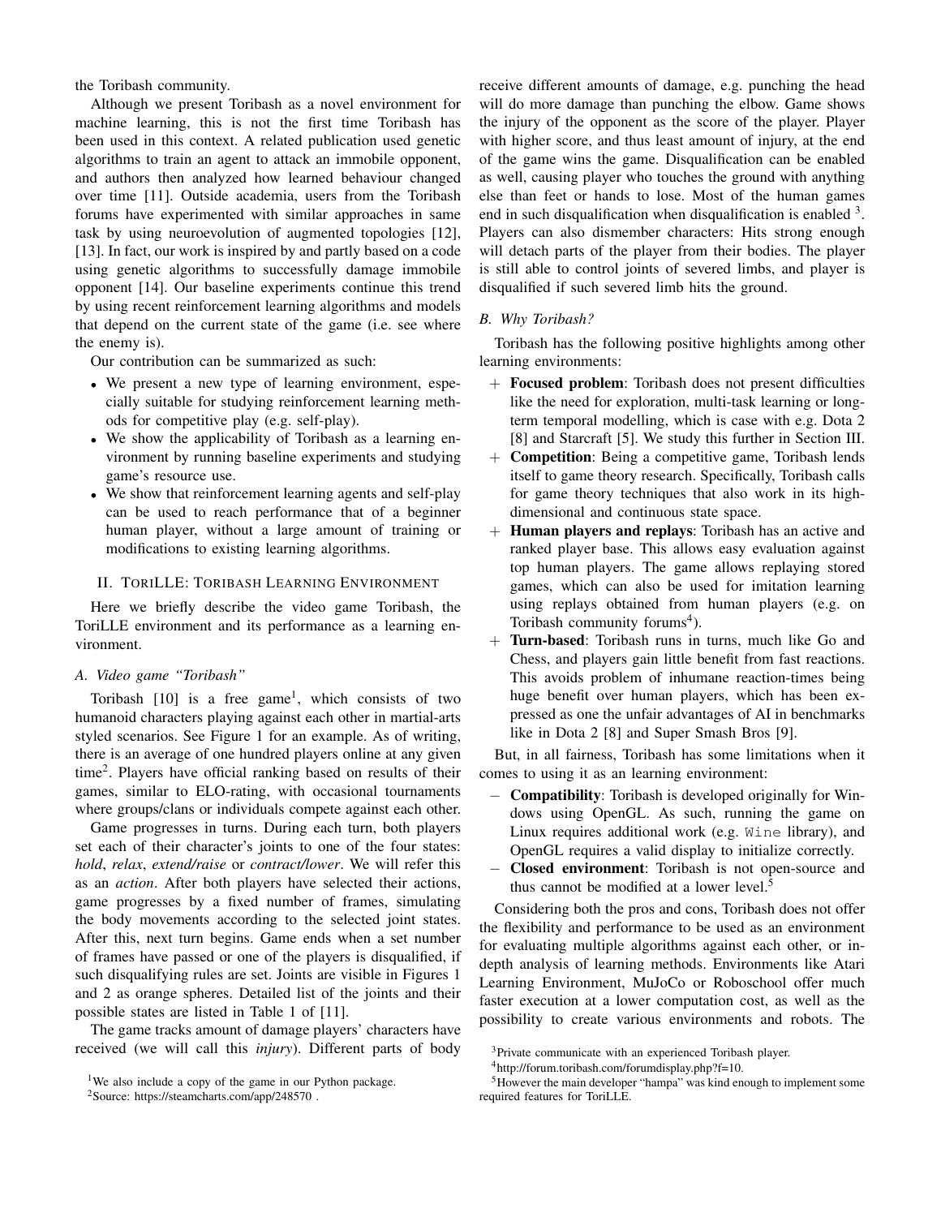the Toribash community.

Although we present Toribash as a novel environment for machine learning, this is not the first time Toribash has been used in this context. A related publication used genetic algorithms to train an agent to attack an immobile opponent, and authors then analyzed how learned behaviour changed over time [11]. Outside academia, users from the Toribash forums have experimented with similar approaches in same task by using neuroevolution of augmented topologies [12], [13]. In fact, our work is inspired by and partly based on a code using genetic algorithms to successfully damage immobile opponent [14]. Our baseline experiments continue this trend by using recent reinforcement learning algorithms and models that depend on the current state of the game (i.e. see where the enemy is).

Our contribution can be summarized as such:

- We present a new type of learning environment, especially suitable for studying reinforcement learning methods for competitive play (e.g. self-play).
- We show the applicability of Toribash as a learning environment by running baseline experiments and studying game's resource use.
- We show that reinforcement learning agents and self-play can be used to reach performance that of a beginner human player, without a large amount of training or modifications to existing learning algorithms.

## II. ToriLLE: Toribash Learning Environment

Here we briefly describe the video game Toribash, the ToriLLE environment and its performance as a learning environment.

### A. Video game "Toribash"

Toribash [10] is a free game[1], which consists of two humanoid characters playing against each other in martial-arts styled scenarios. See Figure 1 for an example. As of writing, there is an average of one hundred players online at any given time[2]. Players have official ranking based on results of their games, similar to ELO-rating, with occasional tournaments where groups/clans or individuals compete against each other.

Game progresses in turns. During each turn, both players set each of their character's joints to one of the four states: *hold*, *relax*, *extend/raise* or *contract/lower*. We will refer this as an *action*. After both players have selected their actions, game progresses by a fixed number of frames, simulating the body movements according to the selected joint states. After this, next turn begins. Game ends when a set number of frames have passed or one of the players is disqualified, if such disqualifying rules are set. Joints are visible in Figures 1 and 2 as orange spheres. Detailed list of the joints and their possible states are listed in Table 1 of [11].

The game tracks amount of damage players' characters have received (we will call this *injury*). Different parts of body receive different amounts of damage, e.g. punching the head will do more damage than punching the elbow. Game shows the injury of the opponent as the score of the player. Player with higher score, and thus least amount of injury, at the end of the game wins the game. Disqualification can be enabled as well, causing player who touches the ground with anything else than feet or hands to lose. Most of the human games end in such disqualification when disqualification is enabled [3]. Players can also dismember characters: Hits strong enough will detach parts of the player from their bodies. The player is still able to control joints of severed limbs, and player is disqualified if such severed limb hits the ground.

### B. Why Toribash?

Toribash has the following positive highlights among other learning environments:

+ **Focused problem**: Toribash does not present difficulties like the need for exploration, multi-task learning or long-term temporal modelling, which is case with e.g. Dota 2 [8] and Starcraft [5]. We study this further in Section III.
+ **Competition**: Being a competitive game, Toribash lends itself to game theory research. Specifically, Toribash calls for game theory techniques that also work in its high-dimensional and continuous state space.
+ **Human players and replays**: Toribash has an active and ranked player base. This allows easy evaluation against top human players. The game allows replaying stored games, which can also be used for imitation learning using replays obtained from human players (e.g. on Toribash community forums[4]).
+ **Turn-based**: Toribash runs in turns, much like Go and Chess, and players gain little benefit from fast reactions. This avoids problem of inhumane reaction-times being huge benefit over human players, which has been expressed as one the unfair advantages of AI in benchmarks like in Dota 2 [8] and Super Smash Bros [9].

But, in all fairness, Toribash has some limitations when it comes to using it as an learning environment:

– **Compatibility**: Toribash is developed originally for Windows using OpenGL. As such, running the game on Linux requires additional work (e.g. `Wine` library), and OpenGL requires a valid display to initialize correctly.
– **Closed environment**: Toribash is not open-source and thus cannot be modified at a lower level.[5]

Considering both the pros and cons, Toribash does not offer the flexibility and performance to be used as an environment for evaluating multiple algorithms against each other, or in-depth analysis of learning methods. Environments like Atari Learning Environment, MuJoCo or Roboschool offer much faster execution at a lower computation cost, as well as the possibility to create various environments and robots. The

[1] We also include a copy of the game in our Python package.

[2] Source: https://steamcharts.com/app/248570 .

[3] Private communicate with an experienced Toribash player.

[4] http://forum.toribash.com/forumdisplay.php?f=10.

[5] However the main developer "hampa" was kind enough to implement some required features for ToriLLE.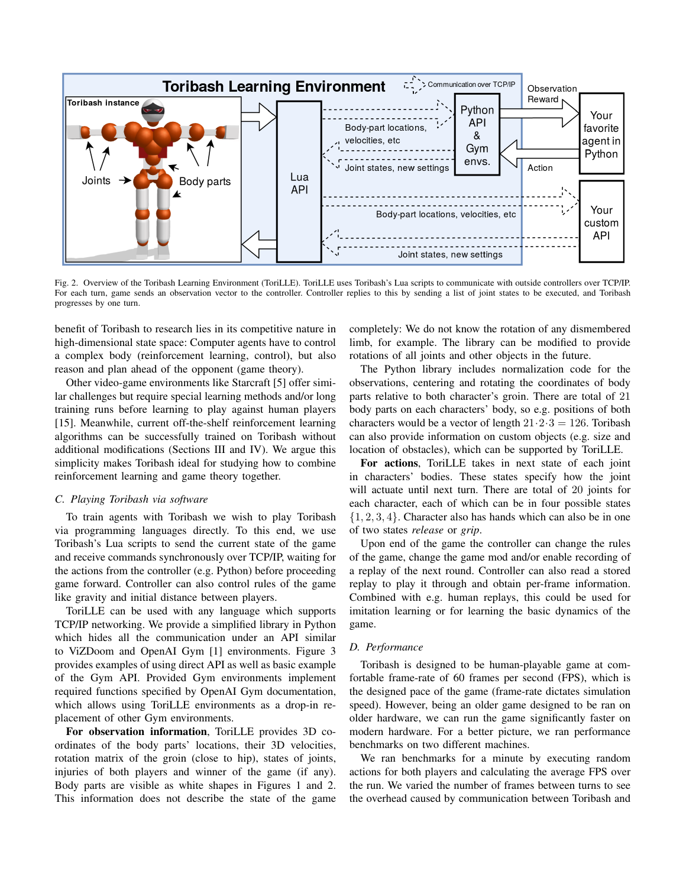Fig. 2. Overview of the Toribash Learning Environment (ToriLLE). ToriLLE uses Toribash's Lua scripts to communicate with outside controllers over TCP/IP. For each turn, game sends an observation vector to the controller. Controller replies to this by sending a list of joint states to be executed, and Toribash progresses by one turn.

benefit of Toribash to research lies in its competitive nature in high-dimensional state space: Computer agents have to control a complex body (reinforcement learning, control), but also reason and plan ahead of the opponent (game theory).

Other video-game environments like Starcraft [5] offer similar challenges but require special learning methods and/or long training runs before learning to play against human players [15]. Meanwhile, current off-the-shelf reinforcement learning algorithms can be successfully trained on Toribash without additional modifications (Sections III and IV). We argue this simplicity makes Toribash ideal for studying how to combine reinforcement learning and game theory together.

### C. Playing Toribash via software

To train agents with Toribash we wish to play Toribash via programming languages directly. To this end, we use Toribash's Lua scripts to send the current state of the game and receive commands synchronously over TCP/IP, waiting for the actions from the controller (e.g. Python) before proceeding game forward. Controller can also control rules of the game like gravity and initial distance between players.

ToriLLE can be used with any language which supports TCP/IP networking. We provide a simplified library in Python which hides all the communication under an API similar to ViZDoom and OpenAI Gym [1] environments. Figure 3 provides examples of using direct API as well as basic example of the Gym API. Provided Gym environments implement required functions specified by OpenAI Gym documentation, which allows using ToriLLE environments as a drop-in replacement of other Gym environments.

**For observation information**, ToriLLE provides 3D coordinates of the body parts' locations, their 3D velocities, rotation matrix of the groin (close to hip), states of joints, injuries of both players and winner of the game (if any). Body parts are visible as white shapes in Figures 1 and 2. This information does not describe the state of the game completely: We do not know the rotation of any dismembered limb, for example. The library can be modified to provide rotations of all joints and other objects in the future.

The Python library includes normalization code for the observations, centering and rotating the coordinates of body parts relative to both character's groin. There are total of 21 body parts on each characters' body, so e.g. positions of both characters would be a vector of length $21 \cdot 2 \cdot 3 = 126$. Toribash can also provide information on custom objects (e.g. size and location of obstacles), which can be supported by ToriLLE.

**For actions**, ToriLLE takes in next state of each joint in characters' bodies. These states specify how the joint will actuate until next turn. There are total of 20 joints for each character, each of which can be in four possible states $\{1, 2, 3, 4\}$. Character also has hands which can also be in one of two states *release* or *grip*.

Upon end of the game the controller can change the rules of the game, change the game mod and/or enable recording of a replay of the next round. Controller can also read a stored replay to play it through and obtain per-frame information. Combined with e.g. human replays, this could be used for imitation learning or for learning the basic dynamics of the game.

### D. Performance

Toribash is designed to be human-playable game at comfortable frame-rate of 60 frames per second (FPS), which is the designed pace of the game (frame-rate dictates simulation speed). However, being an older game designed to be ran on older hardware, we can run the game significantly faster on modern hardware. For a better picture, we ran performance benchmarks on two different machines.

We ran benchmarks for a minute by executing random actions for both players and calculating the average FPS over the run. We varied the number of frames between turns to see the overhead caused by communication between Toribash and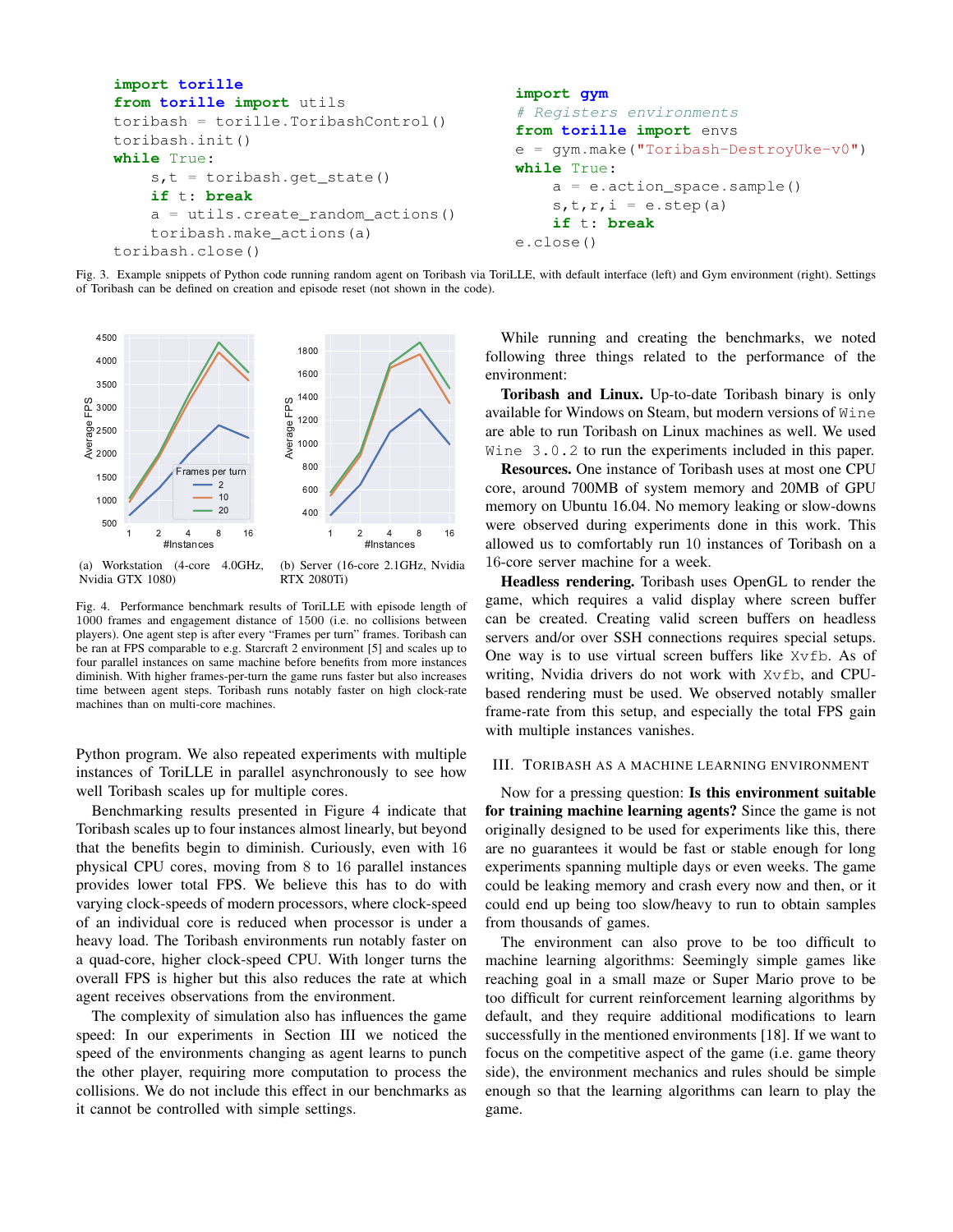```python
import torille
from torille import utils
toribash = torille.ToribashControl()
toribash.init()
while True:
    s,t = toribash.get_state()
    if t: break
    a = utils.create_random_actions()
    toribash.make_actions(a)
toribash.close()
```

```python
import gym
# Registers environments
from torille import envs
e = gym.make("Toribash-DestroyUke-v0")
while True:
    a = e.action_space.sample()
    s,t,r,i = e.step(a)
    if t: break
e.close()
```

Fig. 3. Example snippets of Python code running random agent on Toribash via ToriLLE, with default interface (left) and Gym environment (right). Settings of Toribash can be defined on creation and episode reset (not shown in the code).

(a) Workstation (4-core 4.0GHz, Nvidia GTX 1080)

(b) Server (16-core 2.1GHz, Nvidia RTX 2080Ti)

Fig. 4. Performance benchmark results of ToriLLE with episode length of 1000 frames and engagement distance of 1500 (i.e. no collisions between players). One agent step is after every "Frames per turn" frames. Toribash can be ran at FPS comparable to e.g. Starcraft 2 environment [5] and scales up to four parallel instances on same machine before benefits from more instances diminish. With higher frames-per-turn the game runs faster but also increases time between agent steps. Toribash runs notably faster on high clock-rate machines than on multi-core machines.

Python program. We also repeated experiments with multiple instances of ToriLLE in parallel asynchronously to see how well Toribash scales up for multiple cores.

Benchmarking results presented in Figure 4 indicate that Toribash scales up to four instances almost linearly, but beyond that the benefits begin to diminish. Curiously, even with 16 physical CPU cores, moving from 8 to 16 parallel instances provides lower total FPS. We believe this has to do with varying clock-speeds of modern processors, where clock-speed of an individual core is reduced when processor is under a heavy load. The Toribash environments run notably faster on a quad-core, higher clock-speed CPU. With longer turns the overall FPS is higher but this also reduces the rate at which agent receives observations from the environment.

The complexity of simulation also has influences the game speed: In our experiments in Section III we noticed the speed of the environments changing as agent learns to punch the other player, requiring more computation to process the collisions. We do not include this effect in our benchmarks as it cannot be controlled with simple settings.

While running and creating the benchmarks, we noted following three things related to the performance of the environment:

**Toribash and Linux.** Up-to-date Toribash binary is only available for Windows on Steam, but modern versions of `Wine` are able to run Toribash on Linux machines as well. We used `Wine 3.0.2` to run the experiments included in this paper.

**Resources.** One instance of Toribash uses at most one CPU core, around 700MB of system memory and 20MB of GPU memory on Ubuntu 16.04. No memory leaking or slow-downs were observed during experiments done in this work. This allowed us to comfortably run 10 instances of Toribash on a 16-core server machine for a week.

**Headless rendering.** Toribash uses OpenGL to render the game, which requires a valid display where screen buffer can be created. Creating valid screen buffers on headless servers and/or over SSH connections requires special setups. One way is to use virtual screen buffers like `Xvfb`. As of writing, Nvidia drivers do not work with `Xvfb`, and CPU-based rendering must be used. We observed notably smaller frame-rate from this setup, and especially the total FPS gain with multiple instances vanishes.

## III. Toribash as a Machine Learning Environment

Now for a pressing question: **Is this environment suitable for training machine learning agents?** Since the game is not originally designed to be used for experiments like this, there are no guarantees it would be fast or stable enough for long experiments spanning multiple days or even weeks. The game could be leaking memory and crash every now and then, or it could end up being too slow/heavy to run to obtain samples from thousands of games.

The environment can also prove to be too difficult to machine learning algorithms: Seemingly simple games like reaching goal in a small maze or Super Mario prove to be too difficult for current reinforcement learning algorithms by default, and they require additional modifications to learn successfully in the mentioned environments [18]. If we want to focus on the competitive aspect of the game (i.e. game theory side), the environment mechanics and rules should be simple enough so that the learning algorithms can learn to play the game.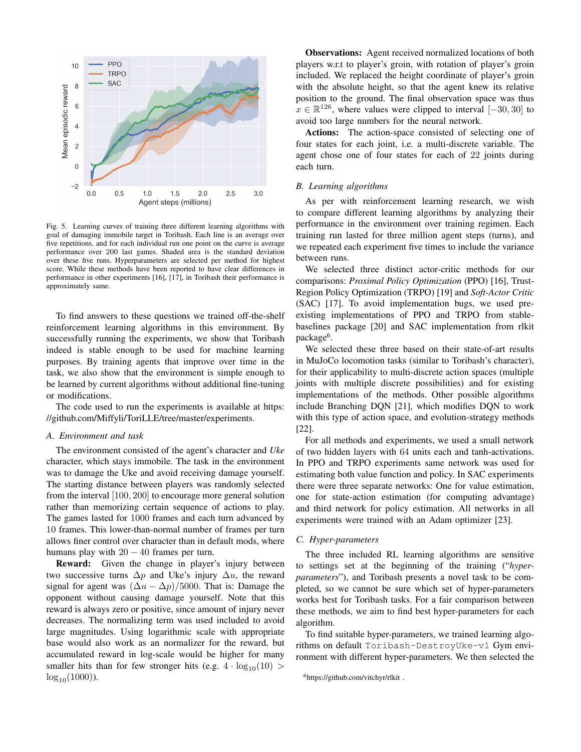Fig. 5. Learning curves of training three different learning algorithms with goal of damaging immobile target in Toribash. Each line is an average over five repetitions, and for each individual run one point on the curve is average performance over 200 last games. Shaded area is the standard deviation over these five runs. Hyperparameters are selected per method for highest score. While these methods have been reported to have clear differences in performance in other experiments [16], [17], in Toribash their performance is approximately same.

To find answers to these questions we trained off-the-shelf reinforcement learning algorithms in this environment. By successfully running the experiments, we show that Toribash indeed is stable enough to be used for machine learning purposes. By training agents that improve over time in the task, we also show that the environment is simple enough to be learned by current algorithms without additional fine-tuning or modifications.

The code used to run the experiments is available at https://github.com/Miffyli/ToriLLE/tree/master/experiments.

### *A. Environment and task*

The environment consisted of the agent's character and *Uke* character, which stays immobile. The task in the environment was to damage the Uke and avoid receiving damage yourself. The starting distance between players was randomly selected from the interval $[100, 200]$ to encourage more general solution rather than memorizing certain sequence of actions to play. The games lasted for $1000$ frames and each turn advanced by $10$ frames. This lower-than-normal number of frames per turn allows finer control over character than in default mods, where humans play with $20-40$ frames per turn.

**Reward:** Given the change in player's injury between two successive turns $\Delta p$ and Uke's injury $\Delta u$, the reward signal for agent was $(\Delta u - \Delta p)/5000$. That is: Damage the opponent without causing damage yourself. Note that this reward is always zero or positive, since amount of injury never decreases. The normalizing term was used included to avoid large magnitudes. Using logarithmic scale with appropriate base would also work as an normalizer for the reward, but accumulated reward in log-scale would be higher for many smaller hits than for few stronger hits (e.g. $4 \cdot \log_{10}(10) > \log_{10}(1000)$).

**Observations:** Agent received normalized locations of both players w.r.t to player's groin, with rotation of player's groin included. We replaced the height coordinate of player's groin with the absolute height, so that the agent knew its relative position to the ground. The final observation space was thus $x \in \mathbb{R}^{126}$, where values were clipped to interval $[-30, 30]$ to avoid too large numbers for the neural network.

**Actions:** The action-space consisted of selecting one of four states for each joint, i.e. a multi-discrete variable. The agent chose one of four states for each of 22 joints during each turn.

### *B. Learning algorithms*

As per with reinforcement learning research, we wish to compare different learning algorithms by analyzing their performance in the environment over training regimen. Each training run lasted for three million agent steps (turns), and we repeated each experiment five times to include the variance between runs.

We selected three distinct actor-critic methods for our comparisons: *Proximal Policy Optimization* (PPO) [16], Trust-Region Policy Optimization (TRPO) [19] and *Soft-Actor Critic* (SAC) [17]. To avoid implementation bugs, we used pre-existing implementations of PPO and TRPO from stable-baselines package [20] and SAC implementation from rlkit package[6].

We selected these three based on their state-of-art results in MuJoCo locomotion tasks (similar to Toribash's character), for their applicability to multi-discrete action spaces (multiple joints with multiple discrete possibilities) and for existing implementations of the methods. Other possible algorithms include Branching DQN [21], which modifies DQN to work with this type of action space, and evolution-strategy methods [22].

For all methods and experiments, we used a small network of two hidden layers with 64 units each and tanh-activations. In PPO and TRPO experiments same network was used for estimating both value function and policy. In SAC experiments there were three separate networks: One for value estimation, one for state-action estimation (for computing advantage) and third network for policy estimation. All networks in all experiments were trained with an Adam optimizer [23].

### *C. Hyper-parameters*

The three included RL learning algorithms are sensitive to settings set at the beginning of the training ("*hyper-parameters*"), and Toribash presents a novel task to be completed, so we cannot be sure which set of hyper-parameters works best for Toribash tasks. For a fair comparison between these methods, we aim to find best hyper-parameters for each algorithm.

To find suitable hyper-parameters, we trained learning algorithms on default `Toribash-DestroyUke-v1` Gym environment with different hyper-parameters. We then selected the

[6] https://github.com/vitchyr/rlkit .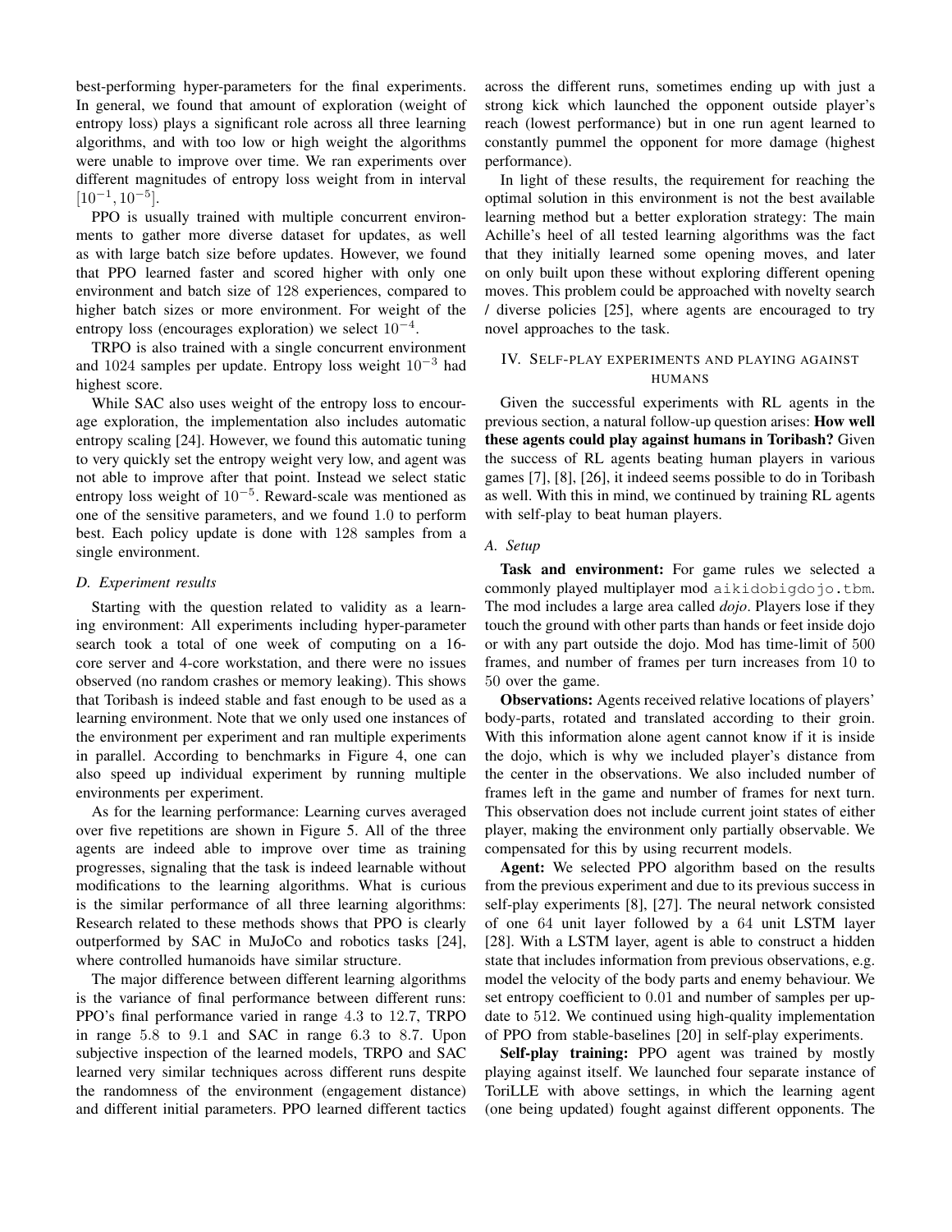best-performing hyper-parameters for the final experiments. In general, we found that amount of exploration (weight of entropy loss) plays a significant role across all three learning algorithms, and with too low or high weight the algorithms were unable to improve over time. We ran experiments over different magnitudes of entropy loss weight from in interval $[10^{-1}, 10^{-5}]$.

PPO is usually trained with multiple concurrent environments to gather more diverse dataset for updates, as well as with large batch size before updates. However, we found that PPO learned faster and scored higher with only one environment and batch size of $128$ experiences, compared to higher batch sizes or more environment. For weight of the entropy loss (encourages exploration) we select $10^{-4}$.

TRPO is also trained with a single concurrent environment and $1024$ samples per update. Entropy loss weight $10^{-3}$ had highest score.

While SAC also uses weight of the entropy loss to encourage exploration, the implementation also includes automatic entropy scaling [24]. However, we found this automatic tuning to very quickly set the entropy weight very low, and agent was not able to improve after that point. Instead we select static entropy loss weight of $10^{-5}$. Reward-scale was mentioned as one of the sensitive parameters, and we found $1.0$ to perform best. Each policy update is done with $128$ samples from a single environment.

### D. Experiment results

Starting with the question related to validity as a learning environment: All experiments including hyper-parameter search took a total of one week of computing on a 16-core server and 4-core workstation, and there were no issues observed (no random crashes or memory leaking). This shows that Toribash is indeed stable and fast enough to be used as a learning environment. Note that we only used one instances of the environment per experiment and ran multiple experiments in parallel. According to benchmarks in Figure 4, one can also speed up individual experiment by running multiple environments per experiment.

As for the learning performance: Learning curves averaged over five repetitions are shown in Figure 5. All of the three agents are indeed able to improve over time as training progresses, signaling that the task is indeed learnable without modifications to the learning algorithms. What is curious is the similar performance of all three learning algorithms: Research related to these methods shows that PPO is clearly outperformed by SAC in MuJoCo and robotics tasks [24], where controlled humanoids have similar structure.

The major difference between different learning algorithms is the variance of final performance between different runs: PPO's final performance varied in range $4.3$ to $12.7$, TRPO in range $5.8$ to $9.1$ and SAC in range $6.3$ to $8.7$. Upon subjective inspection of the learned models, TRPO and SAC learned very similar techniques across different runs despite the randomness of the environment (engagement distance) and different initial parameters. PPO learned different tactics across the different runs, sometimes ending up with just a strong kick which launched the opponent outside player's reach (lowest performance) but in one run agent learned to constantly pummel the opponent for more damage (highest performance).

In light of these results, the requirement for reaching the optimal solution in this environment is not the best available learning method but a better exploration strategy: The main Achille's heel of all tested learning algorithms was the fact that they initially learned some opening moves, and later on only built upon these without exploring different opening moves. This problem could be approached with novelty search / diverse policies [25], where agents are encouraged to try novel approaches to the task.

## IV. Self-play experiments and playing against humans

Given the successful experiments with RL agents in the previous section, a natural follow-up question arises: **How well these agents could play against humans in Toribash?** Given the success of RL agents beating human players in various games [7], [8], [26], it indeed seems possible to do in Toribash as well. With this in mind, we continued by training RL agents with self-play to beat human players.

### A. Setup

**Task and environment:** For game rules we selected a commonly played multiplayer mod `aikidobigdojo.tbm`. The mod includes a large area called *dojo*. Players lose if they touch the ground with other parts than hands or feet inside dojo or with any part outside the dojo. Mod has time-limit of $500$ frames, and number of frames per turn increases from $10$ to $50$ over the game.

**Observations:** Agents received relative locations of players' body-parts, rotated and translated according to their groin. With this information alone agent cannot know if it is inside the dojo, which is why we included player's distance from the center in the observations. We also included number of frames left in the game and number of frames for next turn. This observation does not include current joint states of either player, making the environment only partially observable. We compensated for this by using recurrent models.

**Agent:** We selected PPO algorithm based on the results from the previous experiment and due to its previous success in self-play experiments [8], [27]. The neural network consisted of one $64$ unit layer followed by a $64$ unit LSTM layer [28]. With a LSTM layer, agent is able to construct a hidden state that includes information from previous observations, e.g. model the velocity of the body parts and enemy behaviour. We set entropy coefficient to $0.01$ and number of samples per update to $512$. We continued using high-quality implementation of PPO from stable-baselines [20] in self-play experiments.

**Self-play training:** PPO agent was trained by mostly playing against itself. We launched four separate instance of ToriLLE with above settings, in which the learning agent (one being updated) fought against different opponents. The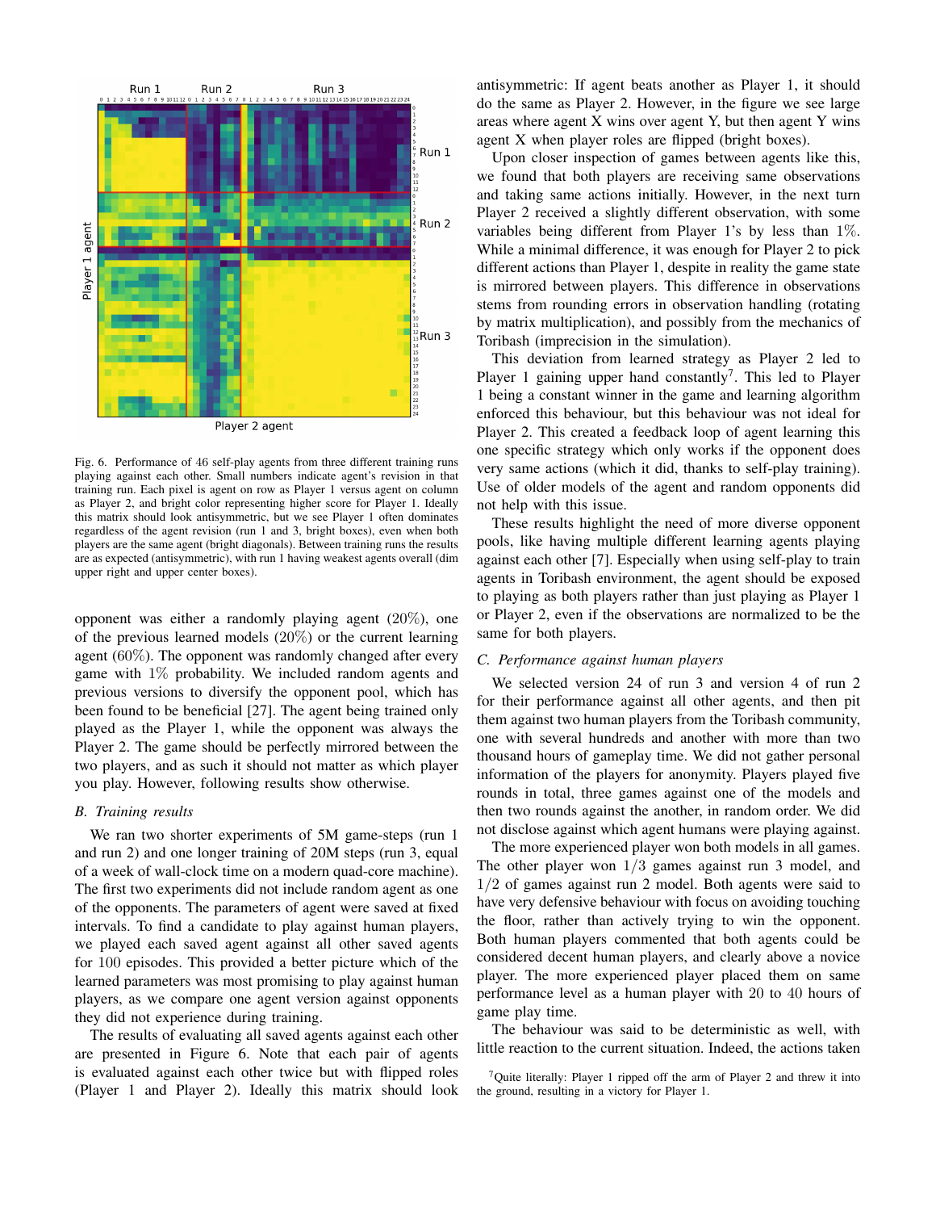Fig. 6. Performance of 46 self-play agents from three different training runs playing against each other. Small numbers indicate agent's revision in that training run. Each pixel is agent on row as Player 1 versus agent on column as Player 2, and bright color representing higher score for Player 1. Ideally this matrix should look antisymmetric, but we see Player 1 often dominates regardless of the agent revision (run 1 and 3, bright boxes), even when both players are the same agent (bright diagonals). Between training runs the results are as expected (antisymmetric), with run 1 having weakest agents overall (dim upper right and upper center boxes).

opponent was either a randomly playing agent (20%), one of the previous learned models (20%) or the current learning agent (60%). The opponent was randomly changed after every game with 1% probability. We included random agents and previous versions to diversify the opponent pool, which has been found to be beneficial [27]. The agent being trained only played as the Player 1, while the opponent was always the Player 2. The game should be perfectly mirrored between the two players, and as such it should not matter as which player you play. However, following results show otherwise.

### B. Training results

We ran two shorter experiments of 5M game-steps (run 1 and run 2) and one longer training of 20M steps (run 3, equal of a week of wall-clock time on a modern quad-core machine). The first two experiments did not include random agent as one of the opponents. The parameters of agent were saved at fixed intervals. To find a candidate to play against human players, we played each saved agent against all other saved agents for 100 episodes. This provided a better picture which of the learned parameters was most promising to play against human players, as we compare one agent version against opponents they did not experience during training.

The results of evaluating all saved agents against each other are presented in Figure 6. Note that each pair of agents is evaluated against each other twice but with flipped roles (Player 1 and Player 2). Ideally this matrix should look antisymmetric: If agent beats another as Player 1, it should do the same as Player 2. However, in the figure we see large areas where agent X wins over agent Y, but then agent Y wins agent X when player roles are flipped (bright boxes).

Upon closer inspection of games between agents like this, we found that both players are receiving same observations and taking same actions initially. However, in the next turn Player 2 received a slightly different observation, with some variables being different from Player 1's by less than 1%. While a minimal difference, it was enough for Player 2 to pick different actions than Player 1, despite in reality the game state is mirrored between players. This difference in observations stems from rounding errors in observation handling (rotating by matrix multiplication), and possibly from the mechanics of Toribash (imprecision in the simulation).

This deviation from learned strategy as Player 2 led to Player 1 gaining upper hand constantly[7]. This led to Player 1 being a constant winner in the game and learning algorithm enforced this behaviour, but this behaviour was not ideal for Player 2. This created a feedback loop of agent learning this one specific strategy which only works if the opponent does very same actions (which it did, thanks to self-play training). Use of older models of the agent and random opponents did not help with this issue.

These results highlight the need of more diverse opponent pools, like having multiple different learning agents playing against each other [7]. Especially when using self-play to train agents in Toribash environment, the agent should be exposed to playing as both players rather than just playing as Player 1 or Player 2, even if the observations are normalized to be the same for both players.

### C. Performance against human players

We selected version 24 of run 3 and version 4 of run 2 for their performance against all other agents, and then pit them against two human players from the Toribash community, one with several hundreds and another with more than two thousand hours of gameplay time. We did not gather personal information of the players for anonymity. Players played five rounds in total, three games against one of the models and then two rounds against the another, in random order. We did not disclose against which agent humans were playing against.

The more experienced player won both models in all games. The other player won $1/3$ games against run 3 model, and $1/2$ of games against run 2 model. Both agents were said to have very defensive behaviour with focus on avoiding touching the floor, rather than actively trying to win the opponent. Both human players commented that both agents could be considered decent human players, and clearly above a novice player. The more experienced player placed them on same performance level as a human player with 20 to 40 hours of game play time.

The behaviour was said to be deterministic as well, with little reaction to the current situation. Indeed, the actions taken

[7] Quite literally: Player 1 ripped off the arm of Player 2 and threw it into the ground, resulting in a victory for Player 1.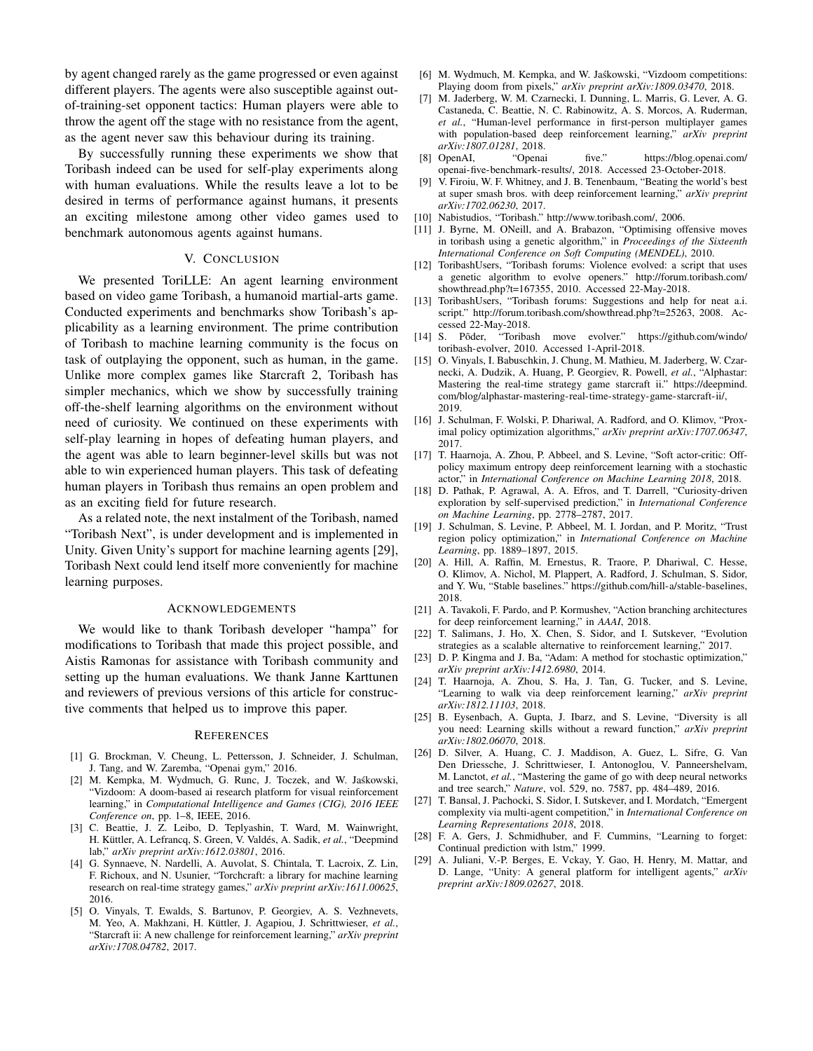by agent changed rarely as the game progressed or even against different players. The agents were also susceptible against out-of-training-set opponent tactics: Human players were able to throw the agent off the stage with no resistance from the agent, as the agent never saw this behaviour during its training.

By successfully running these experiments we show that Toribash indeed can be used for self-play experiments along with human evaluations. While the results leave a lot to be desired in terms of performance against humans, it presents an exciting milestone among other video games used to benchmark autonomous agents against humans.

## V. Conclusion

We presented ToriLLE: An agent learning environment based on video game Toribash, a humanoid martial-arts game. Conducted experiments and benchmarks show Toribash's applicability as a learning environment. The prime contribution of Toribash to machine learning community is the focus on task of outplaying the opponent, such as human, in the game. Unlike more complex games like Starcraft 2, Toribash has simpler mechanics, which we show by successfully training off-the-shelf learning algorithms on the environment without need of curiosity. We continued on these experiments with self-play learning in hopes of defeating human players, and the agent was able to learn beginner-level skills but was not able to win experienced human players. This task of defeating human players in Toribash thus remains an open problem and as an exciting field for future research.

As a related note, the next instalment of the Toribash, named "Toribash Next", is under development and is implemented in Unity. Given Unity's support for machine learning agents [29], Toribash Next could lend itself more conveniently for machine learning purposes.

## Acknowledgements

We would like to thank Toribash developer "hampa" for modifications to Toribash that made this project possible, and Aistis Ramonas for assistance with Toribash community and setting up the human evaluations. We thank Janne Karttunen and reviewers of previous versions of this article for constructive comments that helped us to improve this paper.

## References

[1] G. Brockman, V. Cheung, L. Pettersson, J. Schneider, J. Schulman, J. Tang, and W. Zaremba, "Openai gym," 2016.

[2] M. Kempka, M. Wydmuch, G. Runc, J. Toczek, and W. Jaśkowski, "Vizdoom: A doom-based ai research platform for visual reinforcement learning," in *Computational Intelligence and Games (CIG), 2016 IEEE Conference on*, pp. 1–8, IEEE, 2016.

[3] C. Beattie, J. Z. Leibo, D. Teplyashin, T. Ward, M. Wainwright, H. Küttler, A. Lefrancq, S. Green, V. Valdés, A. Sadik, *et al.*, "Deepmind lab," *arXiv preprint arXiv:1612.03801*, 2016.

[4] G. Synnaeve, N. Nardelli, A. Auvolat, S. Chintala, T. Lacroix, Z. Lin, F. Richoux, and N. Usunier, "Torchcraft: a library for machine learning research on real-time strategy games," *arXiv preprint arXiv:1611.00625*, 2016.

[5] O. Vinyals, T. Ewalds, S. Bartunov, P. Georgiev, A. S. Vezhnevets, M. Yeo, A. Makhzani, H. Küttler, J. Agapiou, J. Schrittwieser, *et al.*, "Starcraft ii: A new challenge for reinforcement learning," *arXiv preprint arXiv:1708.04782*, 2017.

[6] M. Wydmuch, M. Kempka, and W. Jaśkowski, "Vizdoom competitions: Playing doom from pixels," *arXiv preprint arXiv:1809.03470*, 2018.

[7] M. Jaderberg, W. M. Czarnecki, I. Dunning, L. Marris, G. Lever, A. G. Castaneda, C. Beattie, N. C. Rabinowitz, A. S. Morcos, A. Ruderman, *et al.*, "Human-level performance in first-person multiplayer games with population-based deep reinforcement learning," *arXiv preprint arXiv:1807.01281*, 2018.

[8] OpenAI, "Openai five." https://blog.openai.com/openai-five-benchmark-results/, 2018. Accessed 23-October-2018.

[9] V. Firoiu, W. F. Whitney, and J. B. Tenenbaum, "Beating the world's best at super smash bros. with deep reinforcement learning," *arXiv preprint arXiv:1702.06230*, 2017.

[10] Nabistudios, "Toribash." http://www.toribash.com/, 2006.

[11] J. Byrne, M. ONeill, and A. Brabazon, "Optimising offensive moves in toribash using a genetic algorithm," in *Proceedings of the Sixteenth International Conference on Soft Computing (MENDEL)*, 2010.

[12] ToribashUsers, "Toribash forums: Violence evolved: a script that uses a genetic algorithm to evolve openers." http://forum.toribash.com/showthread.php?t=167355, 2010. Accessed 22-May-2018.

[13] ToribashUsers, "Toribash forums: Suggestions and help for neat a.i. script." http://forum.toribash.com/showthread.php?t=25263, 2008. Accessed 22-May-2018.

[14] S. Põder, "Toribash move evolver." https://github.com/windo/toribash-evolver, 2010. Accessed 1-April-2018.

[15] O. Vinyals, I. Babuschkin, J. Chung, M. Mathieu, M. Jaderberg, W. Czarnecki, A. Dudzik, A. Huang, P. Georgiev, R. Powell, *et al.*, "Alphastar: Mastering the real-time strategy game starcraft ii." https://deepmind.com/blog/alphastar-mastering-real-time-strategy-game-starcraft-ii/, 2019.

[16] J. Schulman, F. Wolski, P. Dhariwal, A. Radford, and O. Klimov, "Proximal policy optimization algorithms," *arXiv preprint arXiv:1707.06347*, 2017.

[17] T. Haarnoja, A. Zhou, P. Abbeel, and S. Levine, "Soft actor-critic: Off-policy maximum entropy deep reinforcement learning with a stochastic actor," in *International Conference on Machine Learning 2018*, 2018.

[18] D. Pathak, P. Agrawal, A. A. Efros, and T. Darrell, "Curiosity-driven exploration by self-supervised prediction," in *International Conference on Machine Learning*, pp. 2778–2787, 2017.

[19] J. Schulman, S. Levine, P. Abbeel, M. I. Jordan, and P. Moritz, "Trust region policy optimization," in *International Conference on Machine Learning*, pp. 1889–1897, 2015.

[20] A. Hill, A. Raffin, M. Ernestus, R. Traore, P. Dhariwal, C. Hesse, O. Klimov, A. Nichol, M. Plappert, A. Radford, J. Schulman, S. Sidor, and Y. Wu, "Stable baselines." https://github.com/hill-a/stable-baselines, 2018.

[21] A. Tavakoli, F. Pardo, and P. Kormushev, "Action branching architectures for deep reinforcement learning," in *AAAI*, 2018.

[22] T. Salimans, J. Ho, X. Chen, S. Sidor, and I. Sutskever, "Evolution strategies as a scalable alternative to reinforcement learning," 2017.

[23] D. P. Kingma and J. Ba, "Adam: A method for stochastic optimization," *arXiv preprint arXiv:1412.6980*, 2014.

[24] T. Haarnoja, A. Zhou, S. Ha, J. Tan, G. Tucker, and S. Levine, "Learning to walk via deep reinforcement learning," *arXiv preprint arXiv:1812.11103*, 2018.

[25] B. Eysenbach, A. Gupta, J. Ibarz, and S. Levine, "Diversity is all you need: Learning skills without a reward function," *arXiv preprint arXiv:1802.06070*, 2018.

[26] D. Silver, A. Huang, C. J. Maddison, A. Guez, L. Sifre, G. Van Den Driessche, J. Schrittwieser, I. Antonoglou, V. Panneershelvam, M. Lanctot, *et al.*, "Mastering the game of go with deep neural networks and tree search," *Nature*, vol. 529, no. 7587, pp. 484–489, 2016.

[27] T. Bansal, J. Pachocki, S. Sidor, I. Sutskever, and I. Mordatch, "Emergent complexity via multi-agent competition," in *International Conference on Learning Representations 2018*, 2018.

[28] F. A. Gers, J. Schmidhuber, and F. Cummins, "Learning to forget: Continual prediction with lstm," 1999.

[29] A. Juliani, V.-P. Berges, E. Vckay, Y. Gao, H. Henry, M. Mattar, and D. Lange, "Unity: A general platform for intelligent agents," *arXiv preprint arXiv:1809.02627*, 2018.